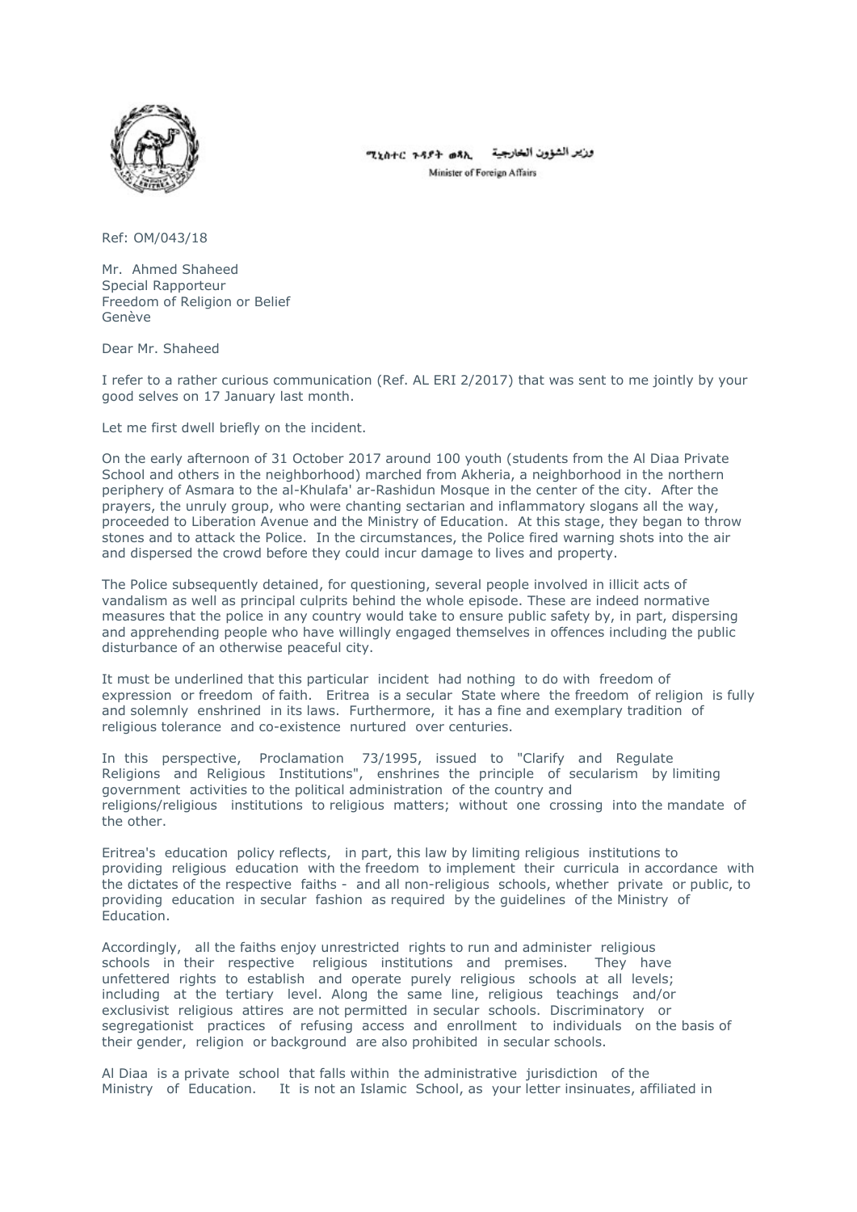ሚኒስተር ጉዳያት ወጻኢ وزير الشؤون الخارجية

Minister of Foreign Affairs

Ref: OM/043/18

Mr. Ahmed Shaheed
Special Rapporteur
Freedom of Religion or Belief
Genève

Dear Mr. Shaheed

I refer to a rather curious communication (Ref. AL ERI 2/2017) that was sent to me jointly by your good selves on 17 January last month.

Let me first dwell briefly on the incident.

On the early afternoon of 31 October 2017 around 100 youth (students from the Al Diaa Private School and others in the neighborhood) marched from Akheria, a neighborhood in the northern periphery of Asmara to the al-Khulafa' ar-Rashidun Mosque in the center of the city. After the prayers, the unruly group, who were chanting sectarian and inflammatory slogans all the way, proceeded to Liberation Avenue and the Ministry of Education. At this stage, they began to throw stones and to attack the Police. In the circumstances, the Police fired warning shots into the air and dispersed the crowd before they could incur damage to lives and property.

The Police subsequently detained, for questioning, several people involved in illicit acts of vandalism as well as principal culprits behind the whole episode. These are indeed normative measures that the police in any country would take to ensure public safety by, in part, dispersing and apprehending people who have willingly engaged themselves in offences including the public disturbance of an otherwise peaceful city.

It must be underlined that this particular incident had nothing to do with freedom of expression or freedom of faith. Eritrea is a secular State where the freedom of religion is fully and solemnly enshrined in its laws. Furthermore, it has a fine and exemplary tradition of religious tolerance and co-existence nurtured over centuries.

In this perspective, Proclamation 73/1995, issued to "Clarify and Regulate Religions and Religious Institutions", enshrines the principle of secularism by limiting government activities to the political administration of the country and religions/religious institutions to religious matters; without one crossing into the mandate of the other.

Eritrea's education policy reflects, in part, this law by limiting religious institutions to providing religious education with the freedom to implement their curricula in accordance with the dictates of the respective faiths - and all non-religious schools, whether private or public, to providing education in secular fashion as required by the guidelines of the Ministry of Education.

Accordingly, all the faiths enjoy unrestricted rights to run and administer religious schools in their respective religious institutions and premises. They have unfettered rights to establish and operate purely religious schools at all levels; including at the tertiary level. Along the same line, religious teachings and/or exclusivist religious attires are not permitted in secular schools. Discriminatory or segregationist practices of refusing access and enrollment to individuals on the basis of their gender, religion or background are also prohibited in secular schools.

Al Diaa is a private school that falls within the administrative jurisdiction of the Ministry of Education. It is not an Islamic School, as your letter insinuates, affiliated in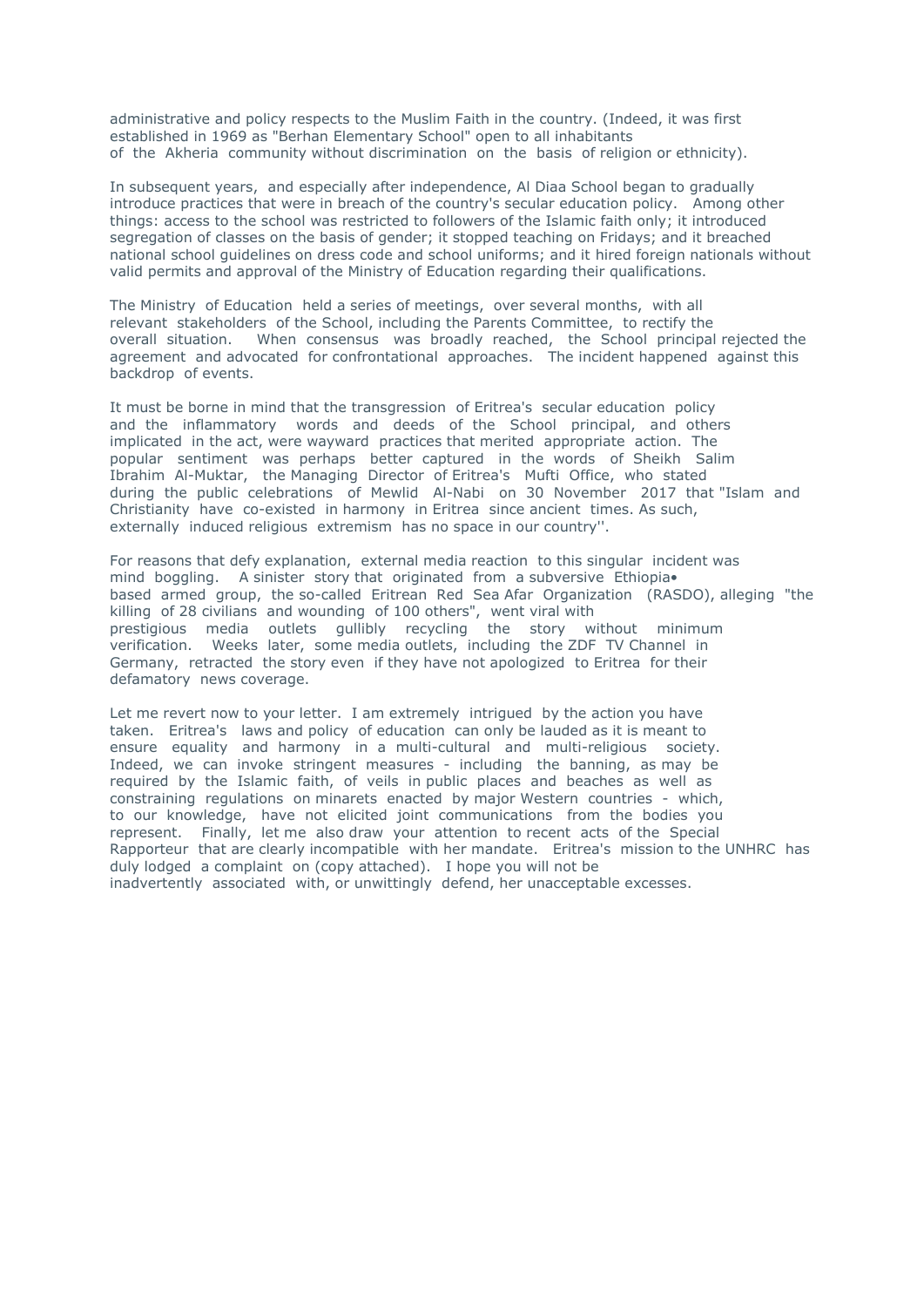administrative and policy respects to the Muslim Faith in the country. (Indeed, it was first established in 1969 as "Berhan Elementary School" open to all inhabitants of the Akheria community without discrimination on the basis of religion or ethnicity).

In subsequent years, and especially after independence, Al Diaa School began to gradually introduce practices that were in breach of the country's secular education policy. Among other things: access to the school was restricted to followers of the Islamic faith only; it introduced segregation of classes on the basis of gender; it stopped teaching on Fridays; and it breached national school guidelines on dress code and school uniforms; and it hired foreign nationals without valid permits and approval of the Ministry of Education regarding their qualifications.

The Ministry of Education held a series of meetings, over several months, with all relevant stakeholders of the School, including the Parents Committee, to rectify the overall situation. When consensus was broadly reached, the School principal rejected the agreement and advocated for confrontational approaches. The incident happened against this backdrop of events.

It must be borne in mind that the transgression of Eritrea's secular education policy and the inflammatory words and deeds of the School principal, and others implicated in the act, were wayward practices that merited appropriate action. The popular sentiment was perhaps better captured in the words of Sheikh Salim Ibrahim Al-Muktar, the Managing Director of Eritrea's Mufti Office, who stated during the public celebrations of Mewlid Al-Nabi on 30 November 2017 that "Islam and Christianity have co-existed in harmony in Eritrea since ancient times. As such, externally induced religious extremism has no space in our country''.

For reasons that defy explanation, external media reaction to this singular incident was mind boggling. A sinister story that originated from a subversive Ethiopia• based armed group, the so-called Eritrean Red Sea Afar Organization (RASDO), alleging "the killing of 28 civilians and wounding of 100 others", went viral with prestigious media outlets gullibly recycling the story without minimum verification. Weeks later, some media outlets, including the ZDF TV Channel in Germany, retracted the story even if they have not apologized to Eritrea for their defamatory news coverage.

Let me revert now to your letter. I am extremely intrigued by the action you have taken. Eritrea's laws and policy of education can only be lauded as it is meant to ensure equality and harmony in a multi-cultural and multi-religious society. Indeed, we can invoke stringent measures - including the banning, as may be required by the Islamic faith, of veils in public places and beaches as well as constraining regulations on minarets enacted by major Western countries - which, to our knowledge, have not elicited joint communications from the bodies you represent. Finally, let me also draw your attention to recent acts of the Special Rapporteur that are clearly incompatible with her mandate. Eritrea's mission to the UNHRC has duly lodged a complaint on (copy attached). I hope you will not be inadvertently associated with, or unwittingly defend, her unacceptable excesses.